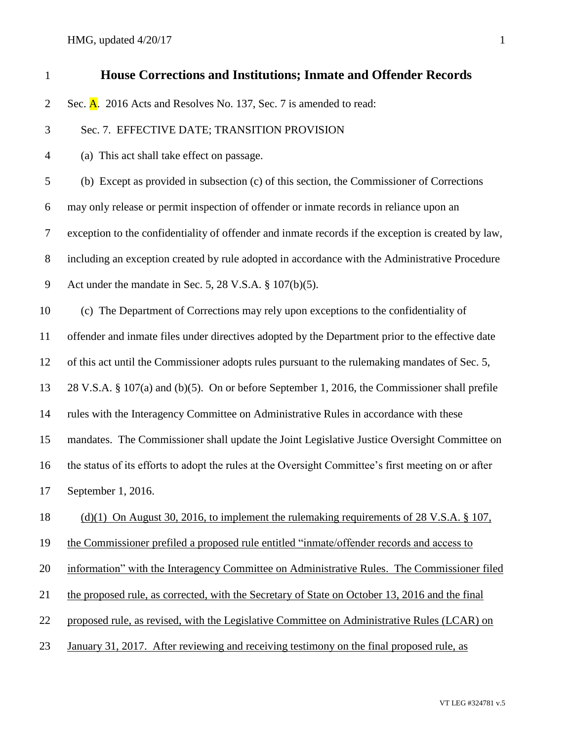# House Corrections and Institutions; Inmate and Offender Records

Sec. A. 2016 Acts and Resolves No. 137, Sec. 7 is amended to read:

Sec. 7. EFFECTIVE DATE; TRANSITION PROVISION

(a) This act shall take effect on passage.

(b) Except as provided in subsection (c) of this section, the Commissioner of Corrections may only release or permit inspection of offender or inmate records in reliance upon an exception to the confidentiality of offender and inmate records if the exception is created by law, including an exception created by rule adopted in accordance with the Administrative Procedure Act under the mandate in Sec. 5, 28 V.S.A. § 107(b)(5).

(c) The Department of Corrections may rely upon exceptions to the confidentiality of offender and inmate files under directives adopted by the Department prior to the effective date of this act until the Commissioner adopts rules pursuant to the rulemaking mandates of Sec. 5, 28 V.S.A. § 107(a) and (b)(5). On or before September 1, 2016, the Commissioner shall prefile rules with the Interagency Committee on Administrative Rules in accordance with these mandates. The Commissioner shall update the Joint Legislative Justice Oversight Committee on the status of its efforts to adopt the rules at the Oversight Committee's first meeting on or after September 1, 2016.

<u>(d)(1) On August 30, 2016, to implement the rulemaking requirements of 28 V.S.A. § 107, the Commissioner prefiled a proposed rule entitled "inmate/offender records and access to information" with the Interagency Committee on Administrative Rules. The Commissioner filed the proposed rule, as corrected, with the Secretary of State on October 13, 2016 and the final proposed rule, as revised, with the Legislative Committee on Administrative Rules (LCAR) on January 31, 2017. After reviewing and receiving testimony on the final proposed rule, as</u>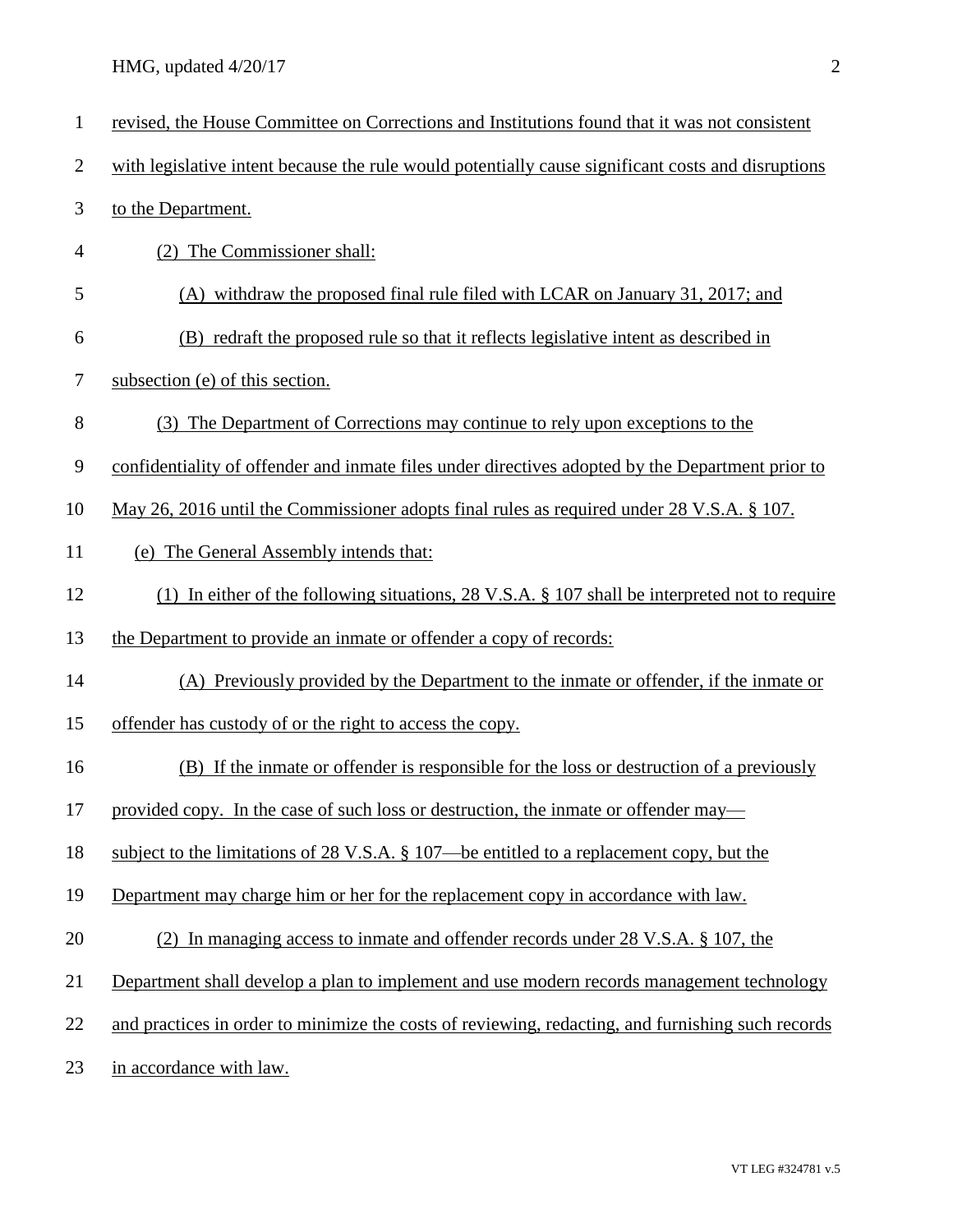revised, the House Committee on Corrections and Institutions found that it was not consistent with legislative intent because the rule would potentially cause significant costs and disruptions to the Department.

(2) The Commissioner shall:

(A) withdraw the proposed final rule filed with LCAR on January 31, 2017; and

(B) redraft the proposed rule so that it reflects legislative intent as described in subsection (e) of this section.

(3) The Department of Corrections may continue to rely upon exceptions to the confidentiality of offender and inmate files under directives adopted by the Department prior to May 26, 2016 until the Commissioner adopts final rules as required under 28 V.S.A. § 107.

(e) The General Assembly intends that:

(1) In either of the following situations, 28 V.S.A. § 107 shall be interpreted not to require the Department to provide an inmate or offender a copy of records:

(A) Previously provided by the Department to the inmate or offender, if the inmate or offender has custody of or the right to access the copy.

(B) If the inmate or offender is responsible for the loss or destruction of a previously provided copy. In the case of such loss or destruction, the inmate or offender may—subject to the limitations of 28 V.S.A. § 107—be entitled to a replacement copy, but the Department may charge him or her for the replacement copy in accordance with law.

(2) In managing access to inmate and offender records under 28 V.S.A. § 107, the Department shall develop a plan to implement and use modern records management technology and practices in order to minimize the costs of reviewing, redacting, and furnishing such records in accordance with law.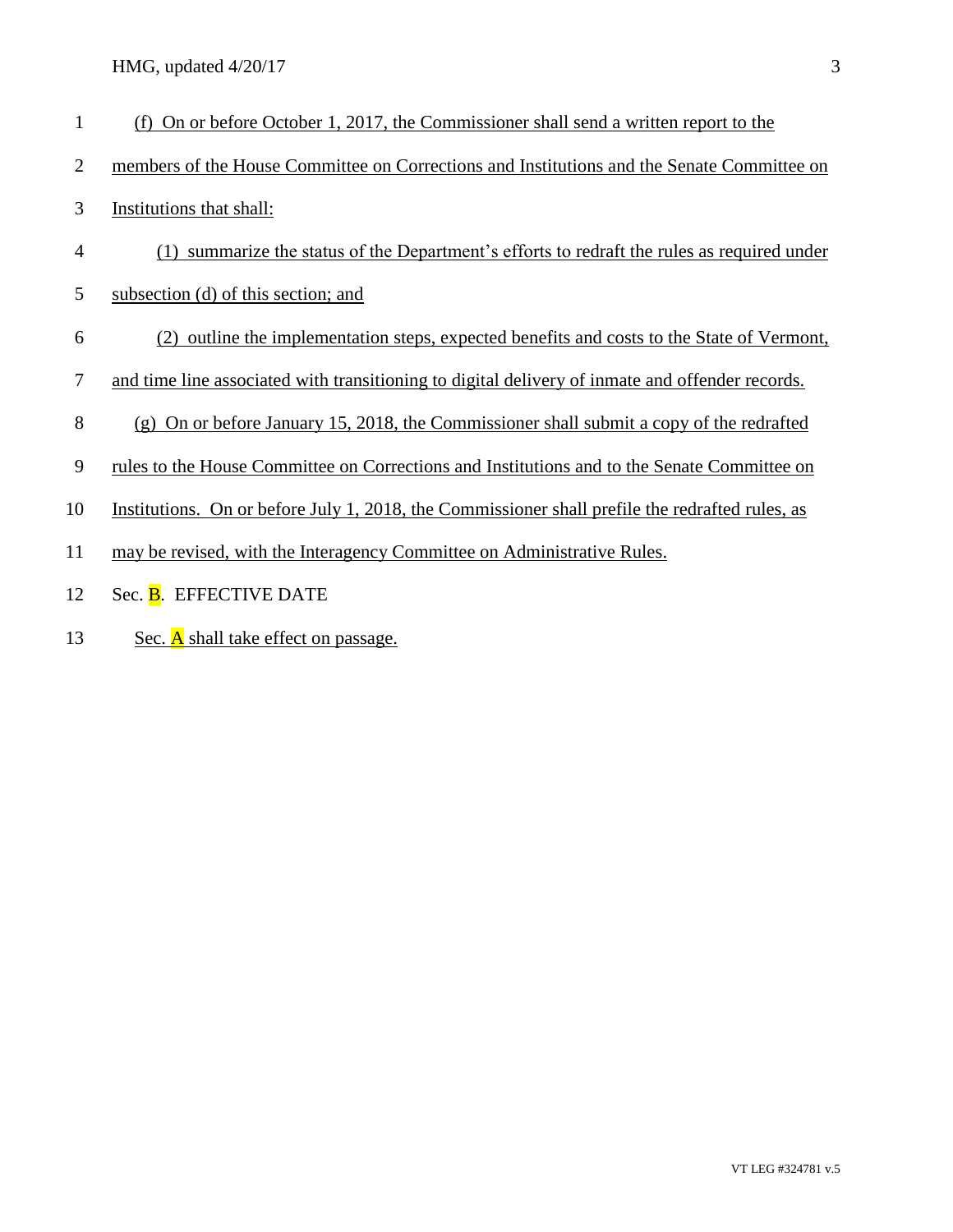(f) On or before October 1, 2017, the Commissioner shall send a written report to the members of the House Committee on Corrections and Institutions and the Senate Committee on Institutions that shall:

(1) summarize the status of the Department's efforts to redraft the rules as required under subsection (d) of this section; and

(2) outline the implementation steps, expected benefits and costs to the State of Vermont, and time line associated with transitioning to digital delivery of inmate and offender records.

(g) On or before January 15, 2018, the Commissioner shall submit a copy of the redrafted rules to the House Committee on Corrections and Institutions and to the Senate Committee on Institutions. On or before July 1, 2018, the Commissioner shall prefile the redrafted rules, as may be revised, with the Interagency Committee on Administrative Rules.

Sec. B. EFFECTIVE DATE

Sec. A shall take effect on passage.

VT LEG #324781 v.5